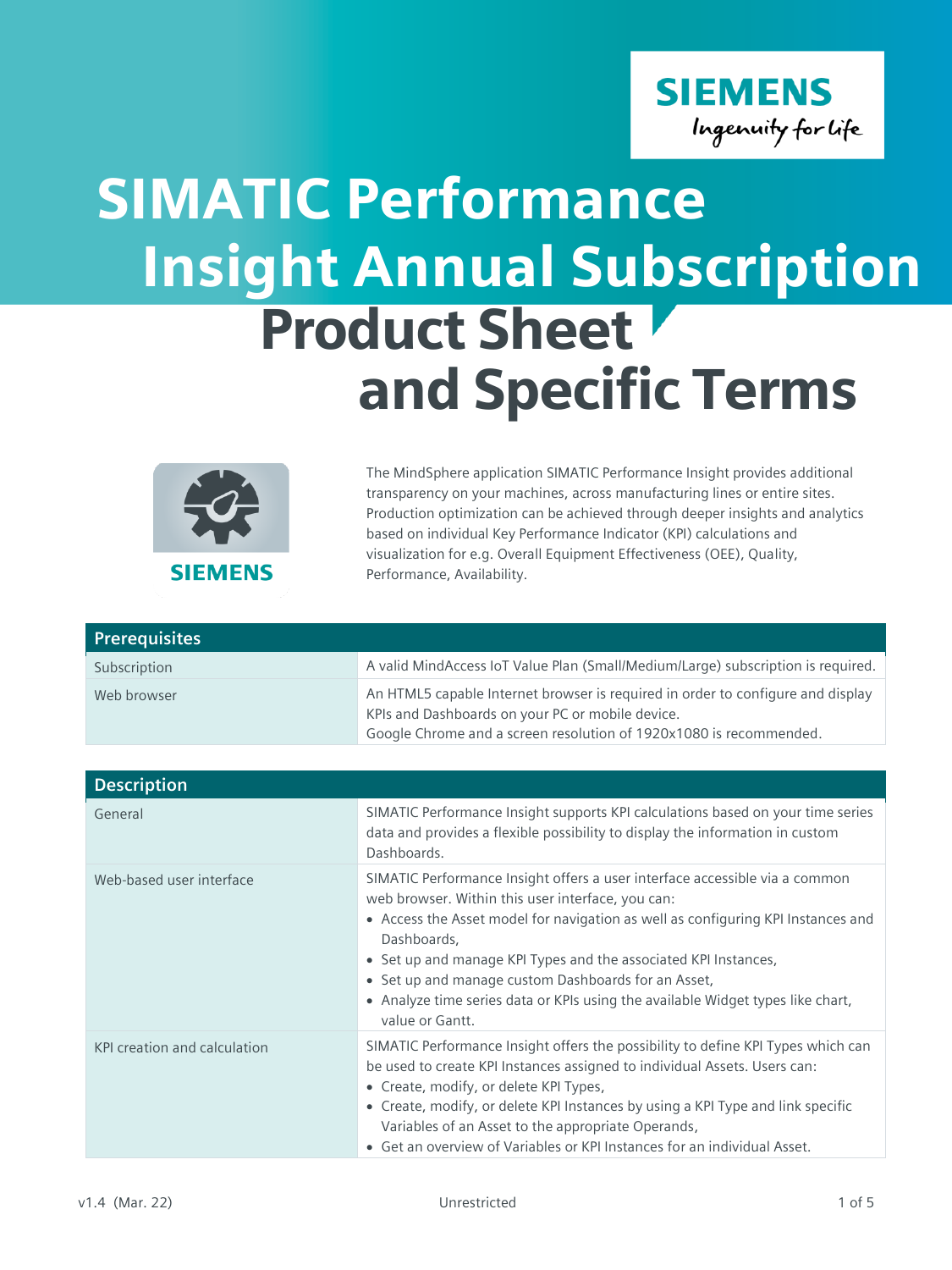# SIMATIC Performance Insight Annual Subscription

# Product Sheet and Specific Terms

The MindSphere application SIMATIC Performance Insight provides additional transparency on your machines, across manufacturing lines or entire sites. Production optimization can be achieved through deeper insights and analytics based on individual Key Performance Indicator (KPI) calculations and visualization for e.g. Overall Equipment Effectiveness (OEE), Quality, Performance, Availability.

| Prerequisites | |
|---|---|
| Subscription | A valid MindAccess IoT Value Plan (Small/Medium/Large) subscription is required. |
| Web browser | An HTML5 capable Internet browser is required in order to configure and display KPIs and Dashboards on your PC or mobile device.<br>Google Chrome and a screen resolution of 1920x1080 is recommended. |

| Description | |
|---|---|
| General | SIMATIC Performance Insight supports KPI calculations based on your time series data and provides a flexible possibility to display the information in custom Dashboards. |
| Web-based user interface | SIMATIC Performance Insight offers a user interface accessible via a common web browser. Within this user interface, you can:<br>• Access the Asset model for navigation as well as configuring KPI Instances and Dashboards,<br>• Set up and manage KPI Types and the associated KPI Instances,<br>• Set up and manage custom Dashboards for an Asset,<br>• Analyze time series data or KPIs using the available Widget types like chart, value or Gantt. |
| KPI creation and calculation | SIMATIC Performance Insight offers the possibility to define KPI Types which can be used to create KPI Instances assigned to individual Assets. Users can:<br>• Create, modify, or delete KPI Types,<br>• Create, modify, or delete KPI Instances by using a KPI Type and link specific Variables of an Asset to the appropriate Operands,<br>• Get an overview of Variables or KPI Instances for an individual Asset. |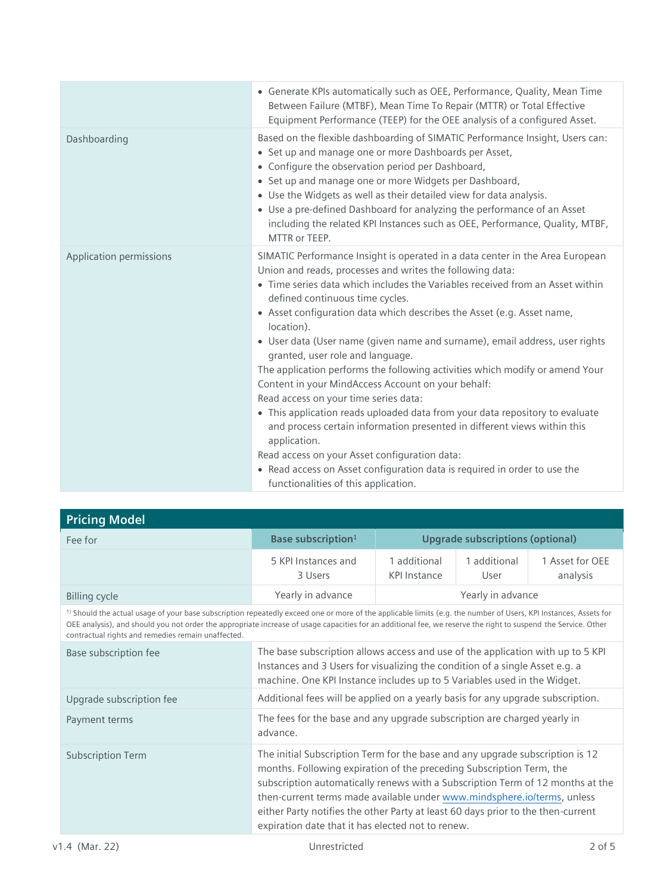| | |
|---|---|
| | • Generate KPIs automatically such as OEE, Performance, Quality, Mean Time Between Failure (MTBF), Mean Time To Repair (MTTR) or Total Effective Equipment Performance (TEEP) for the OEE analysis of a configured Asset. |
| Dashboarding | Based on the flexible dashboarding of SIMATIC Performance Insight, Users can:<br>• Set up and manage one or more Dashboards per Asset,<br>• Configure the observation period per Dashboard,<br>• Set up and manage one or more Widgets per Dashboard,<br>• Use the Widgets as well as their detailed view for data analysis.<br>• Use a pre-defined Dashboard for analyzing the performance of an Asset including the related KPI Instances such as OEE, Performance, Quality, MTBF, MTTR or TEEP. |
| Application permissions | SIMATIC Performance Insight is operated in a data center in the Area European Union and reads, processes and writes the following data:<br>• Time series data which includes the Variables received from an Asset within defined continuous time cycles.<br>• Asset configuration data which describes the Asset (e.g. Asset name, location).<br>• User data (User name (given name and surname), email address, user rights granted, user role and language.<br>The application performs the following activities which modify or amend Your Content in your MindAccess Account on your behalf:<br>Read access on your time series data:<br>• This application reads uploaded data from your data repository to evaluate and process certain information presented in different views within this application.<br>Read access on your Asset configuration data:<br>• Read access on Asset configuration data is required in order to use the functionalities of this application. |

## Pricing Model

| Fee for | Base subscription[1] | Upgrade subscriptions (optional) | | |
|---|---|---|---|---|
| | 5 KPI Instances and 3 Users | 1 additional KPI Instance | 1 additional User | 1 Asset for OEE analysis |
| Billing cycle | Yearly in advance | Yearly in advance | | |

[1] Should the actual usage of your base subscription repeatedly exceed one or more of the applicable limits (e.g. the number of Users, KPI Instances, Assets for OEE analysis), and should you not order the appropriate increase of usage capacities for an additional fee, we reserve the right to suspend the Service. Other contractual rights and remedies remain unaffected.

| | |
|---|---|
| Base subscription fee | The base subscription allows access and use of the application with up to 5 KPI Instances and 3 Users for visualizing the condition of a single Asset e.g. a machine. One KPI Instance includes up to 5 Variables used in the Widget. |
| Upgrade subscription fee | Additional fees will be applied on a yearly basis for any upgrade subscription. |
| Payment terms | The fees for the base and any upgrade subscription are charged yearly in advance. |
| Subscription Term | The initial Subscription Term for the base and any upgrade subscription is 12 months. Following expiration of the preceding Subscription Term, the subscription automatically renews with a Subscription Term of 12 months at the then-current terms made available under www.mindsphere.io/terms, unless either Party notifies the other Party at least 60 days prior to the then-current expiration date that it has elected not to renew. |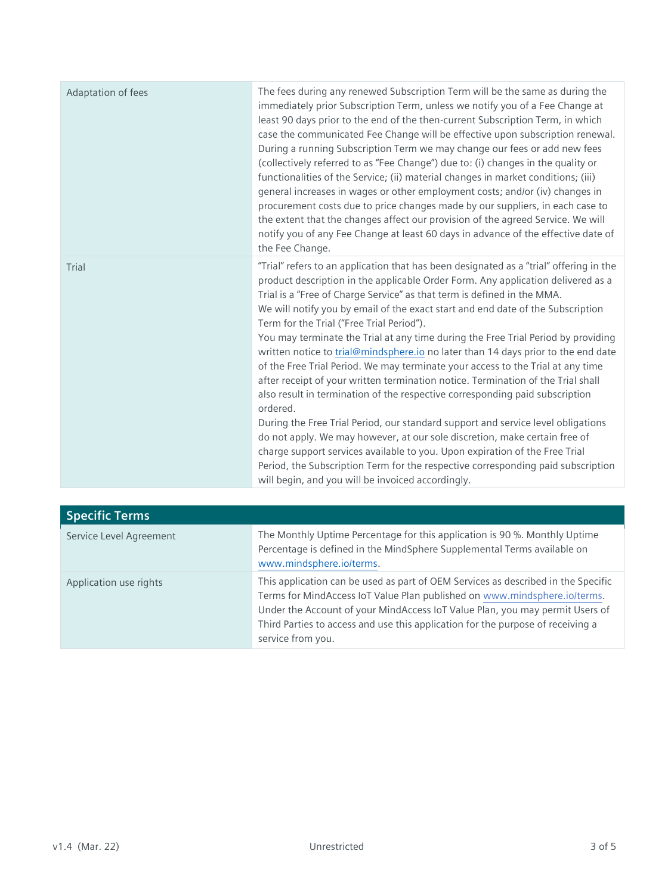| | |
|---|---|
| Adaptation of fees | The fees during any renewed Subscription Term will be the same as during the immediately prior Subscription Term, unless we notify you of a Fee Change at least 90 days prior to the end of the then-current Subscription Term, in which case the communicated Fee Change will be effective upon subscription renewal. During a running Subscription Term we may change our fees or add new fees (collectively referred to as "Fee Change") due to: (i) changes in the quality or functionalities of the Service; (ii) material changes in market conditions; (iii) general increases in wages or other employment costs; and/or (iv) changes in procurement costs due to price changes made by our suppliers, in each case to the extent that the changes affect our provision of the agreed Service. We will notify you of any Fee Change at least 60 days in advance of the effective date of the Fee Change. |
| Trial | "Trial" refers to an application that has been designated as a "trial" offering in the product description in the applicable Order Form. Any application delivered as a Trial is a "Free of Charge Service" as that term is defined in the MMA.<br>We will notify you by email of the exact start and end date of the Subscription Term for the Trial ("Free Trial Period").<br>You may terminate the Trial at any time during the Free Trial Period by providing written notice to trial@mindsphere.io no later than 14 days prior to the end date of the Free Trial Period. We may terminate your access to the Trial at any time after receipt of your written termination notice. Termination of the Trial shall also result in termination of the respective corresponding paid subscription ordered.<br>During the Free Trial Period, our standard support and service level obligations do not apply. We may however, at our sole discretion, make certain free of charge support services available to you. Upon expiration of the Free Trial Period, the Subscription Term for the respective corresponding paid subscription will begin, and you will be invoiced accordingly. |

## Specific Terms

| | |
|---|---|
| Service Level Agreement | The Monthly Uptime Percentage for this application is 90 %. Monthly Uptime Percentage is defined in the MindSphere Supplemental Terms available on www.mindsphere.io/terms. |
| Application use rights | This application can be used as part of OEM Services as described in the Specific Terms for MindAccess IoT Value Plan published on www.mindsphere.io/terms. Under the Account of your MindAccess IoT Value Plan, you may permit Users of Third Parties to access and use this application for the purpose of receiving a service from you. |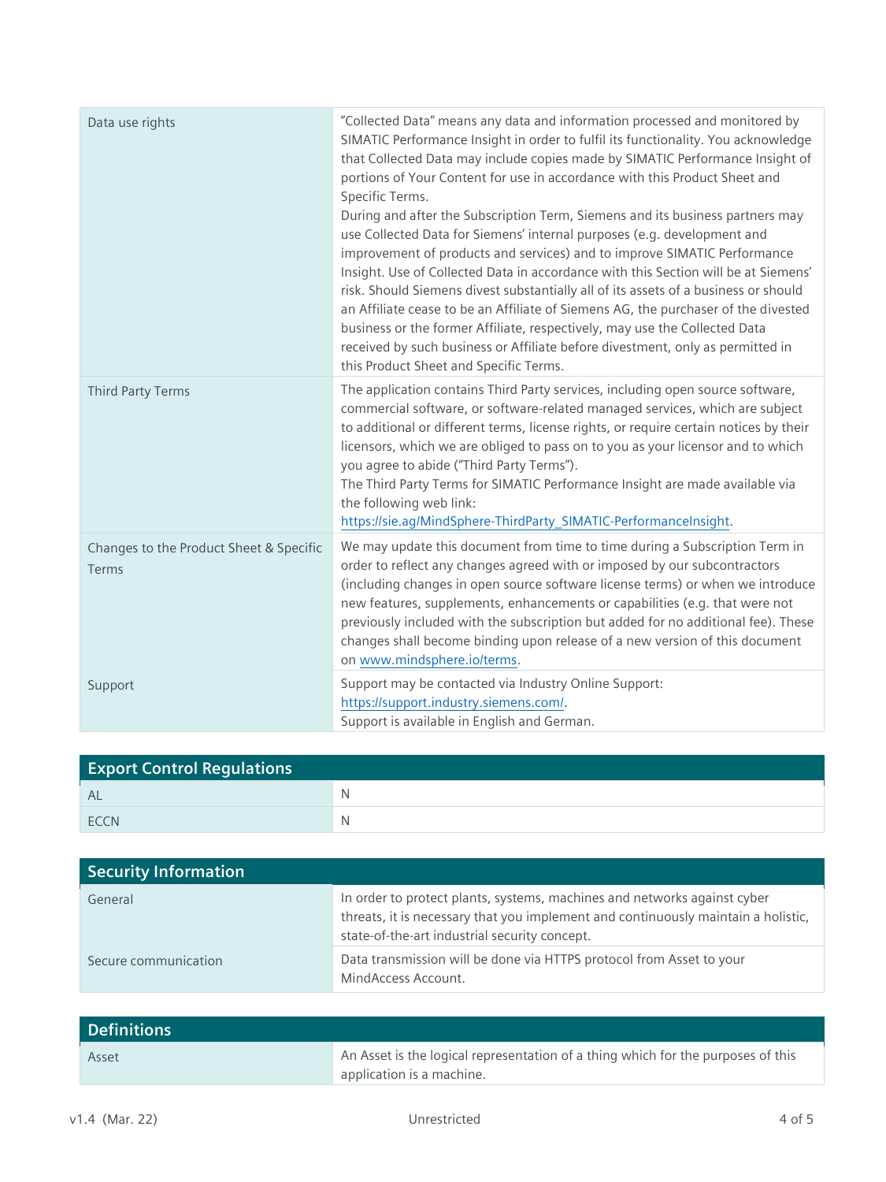| | |
|---|---|
| Data use rights | "Collected Data" means any data and information processed and monitored by SIMATIC Performance Insight in order to fulfil its functionality. You acknowledge that Collected Data may include copies made by SIMATIC Performance Insight of portions of Your Content for use in accordance with this Product Sheet and Specific Terms.<br>During and after the Subscription Term, Siemens and its business partners may use Collected Data for Siemens' internal purposes (e.g. development and improvement of products and services) and to improve SIMATIC Performance Insight. Use of Collected Data in accordance with this Section will be at Siemens' risk. Should Siemens divest substantially all of its assets of a business or should an Affiliate cease to be an Affiliate of Siemens AG, the purchaser of the divested business or the former Affiliate, respectively, may use the Collected Data received by such business or Affiliate before divestment, only as permitted in this Product Sheet and Specific Terms. |
| Third Party Terms | The application contains Third Party services, including open source software, commercial software, or software-related managed services, which are subject to additional or different terms, license rights, or require certain notices by their licensors, which we are obliged to pass on to you as your licensor and to which you agree to abide ("Third Party Terms").<br>The Third Party Terms for SIMATIC Performance Insight are made available via the following web link:<br>https://sie.ag/MindSphere-ThirdParty_SIMATIC-PerformanceInsight. |
| Changes to the Product Sheet & Specific Terms | We may update this document from time to time during a Subscription Term in order to reflect any changes agreed with or imposed by our subcontractors (including changes in open source software license terms) or when we introduce new features, supplements, enhancements or capabilities (e.g. that were not previously included with the subscription but added for no additional fee). These changes shall become binding upon release of a new version of this document on www.mindsphere.io/terms. |
| Support | Support may be contacted via Industry Online Support:<br>https://support.industry.siemens.com/.<br>Support is available in English and German. |

## Export Control Regulations

| | |
|---|---|
| AL | N |
| ECCN | N |

## Security Information

| | |
|---|---|
| General | In order to protect plants, systems, machines and networks against cyber threats, it is necessary that you implement and continuously maintain a holistic, state-of-the-art industrial security concept. |
| Secure communication | Data transmission will be done via HTTPS protocol from Asset to your MindAccess Account. |

## Definitions

| | |
|---|---|
| Asset | An Asset is the logical representation of a thing which for the purposes of this application is a machine. |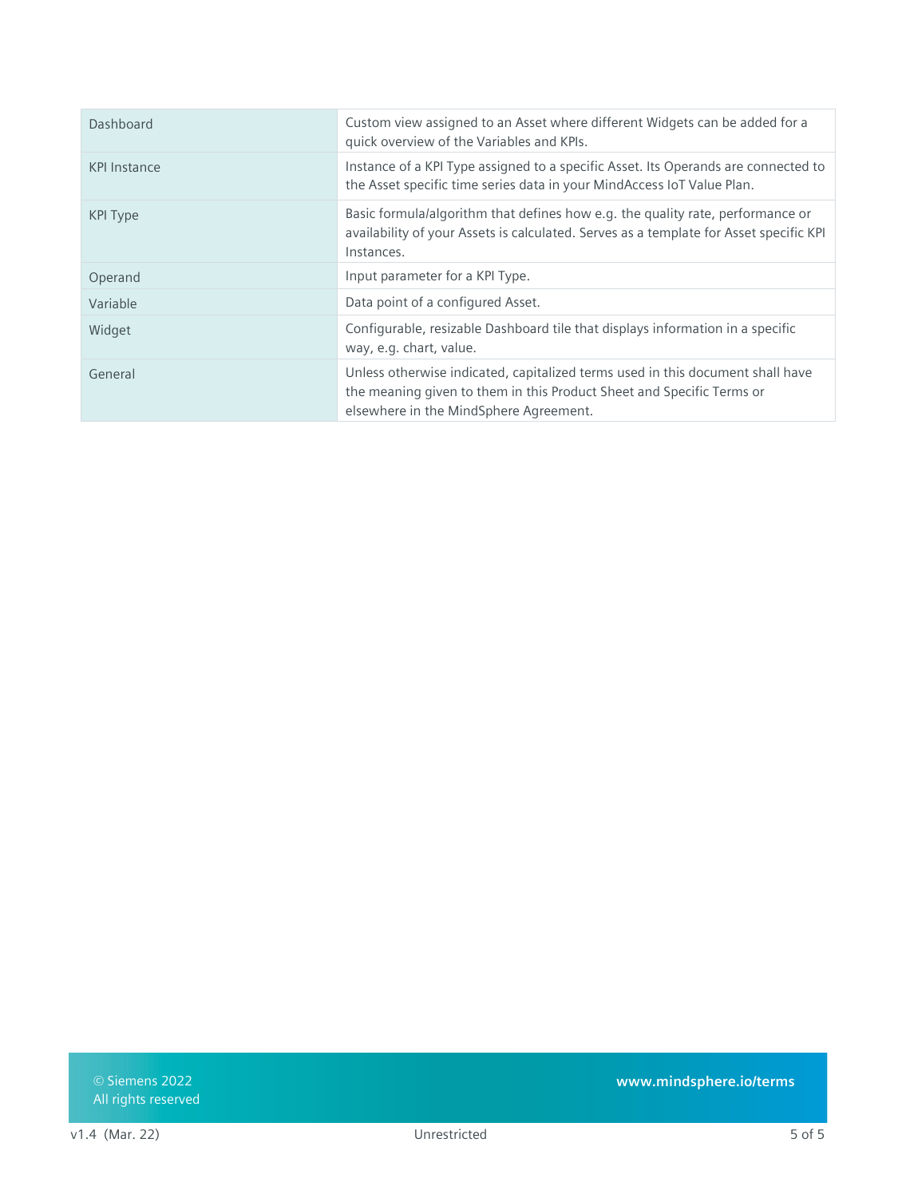| | |
|---|---|
| Dashboard | Custom view assigned to an Asset where different Widgets can be added for a quick overview of the Variables and KPIs. |
| KPI Instance | Instance of a KPI Type assigned to a specific Asset. Its Operands are connected to the Asset specific time series data in your MindAccess IoT Value Plan. |
| KPI Type | Basic formula/algorithm that defines how e.g. the quality rate, performance or availability of your Assets is calculated. Serves as a template for Asset specific KPI Instances. |
| Operand | Input parameter for a KPI Type. |
| Variable | Data point of a configured Asset. |
| Widget | Configurable, resizable Dashboard tile that displays information in a specific way, e.g. chart, value. |
| General | Unless otherwise indicated, capitalized terms used in this document shall have the meaning given to them in this Product Sheet and Specific Terms or elsewhere in the MindSphere Agreement. |